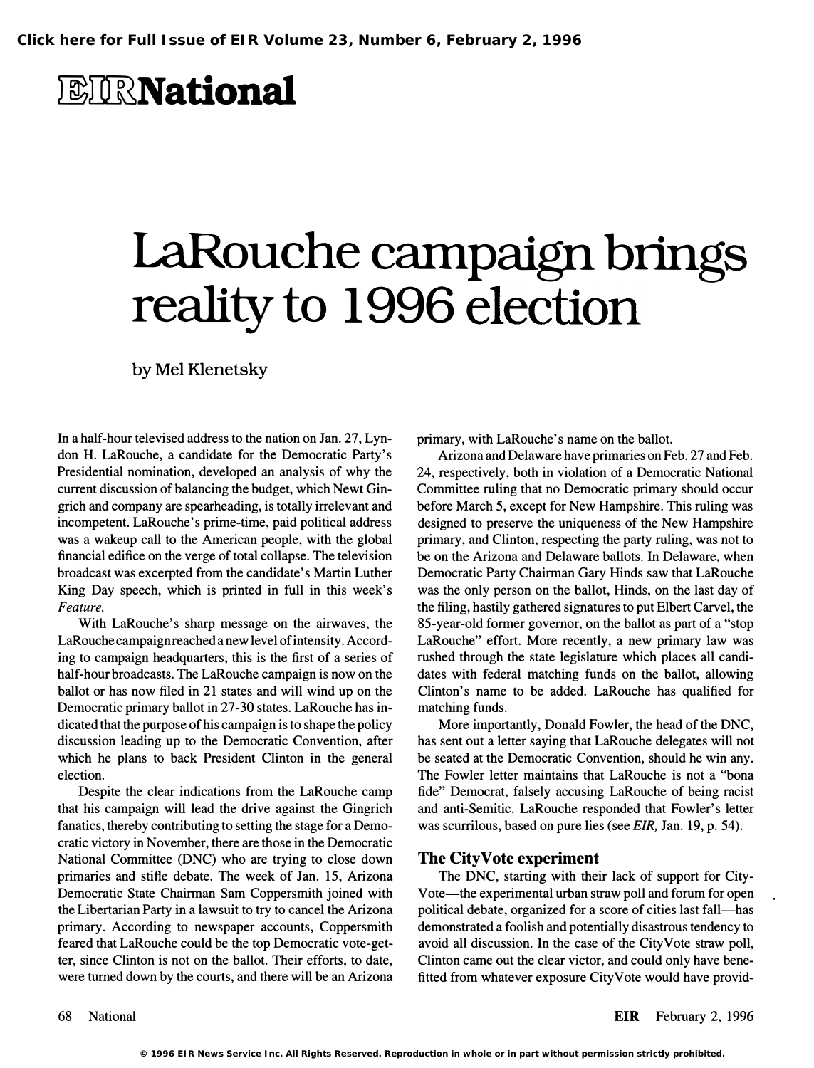# EIR National

# LaRouche campaign brings reality to 1996 election

by Mel Klenetsky

In a half-hour televised address to the nation on Jan. 27, Lyndon H. LaRouche, a candidate for the Democratic Party's Presidential nomination, developed an analysis of why the current discussion of balancing the budget, which Newt Gingrich and company are spearheading, is totally irrelevant and incompetent. LaRouche's prime-time, paid political address was a wakeup call to the American people, with the global financial edifice on the verge of total collapse. The television broadcast was excerpted from the candidate's Martin Luther King Day speech, which is printed in full in this week's *Feature.*

With LaRouche's sharp message on the airwaves, the LaRouche campaign reached a new level of intensity. According to campaign headquarters, this is the first of a series of half-hour broadcasts. The LaRouche campaign is now on the ballot or has now filed in 21 states and will wind up on the Democratic primary ballot in 27-30 states. LaRouche has indicated that the purpose of his campaign is to shape the policy discussion leading up to the Democratic Convention, after which he plans to back President Clinton in the general election.

Despite the clear indications from the LaRouche camp that his campaign will lead the drive against the Gingrich fanatics, thereby contributing to setting the stage for a Democratic victory in November, there are those in the Democratic National Committee (DNC) who are trying to close down primaries and stifle debate. The week of Jan. 15, Arizona Democratic State Chairman Sam Coppersmith joined with the Libertarian Party in a lawsuit to try to cancel the Arizona primary. According to newspaper accounts, Coppersmith feared that LaRouche could be the top Democratic vote-getter, since Clinton is not on the ballot. Their efforts, to date, were turned down by the courts, and there will be an Arizona primary, with LaRouche's name on the ballot.

Arizona and Delaware have primaries on Feb. 27 and Feb. 24, respectively, both in violation of a Democratic National Committee ruling that no Democratic primary should occur before March 5, except for New Hampshire. This ruling was designed to preserve the uniqueness of the New Hampshire primary, and Clinton, respecting the party ruling, was not to be on the Arizona and Delaware ballots. In Delaware, when Democratic Party Chairman Gary Hinds saw that LaRouche was the only person on the ballot, Hinds, on the last day of the filing, hastily gathered signatures to put Elbert Carvel, the 85-year-old former governor, on the ballot as part of a "stop LaRouche" effort. More recently, a new primary law was rushed through the state legislature which places all candidates with federal matching funds on the ballot, allowing Clinton's name to be added. LaRouche has qualified for matching funds.

More importantly, Donald Fowler, the head of the DNC, has sent out a letter saying that LaRouche delegates will not be seated at the Democratic Convention, should he win any. The Fowler letter maintains that LaRouche is not a "bona fide" Democrat, falsely accusing LaRouche of being racist and anti-Semitic. LaRouche responded that Fowler's letter was scurrilous, based on pure lies (see *EIR,* Jan. 19, p. 54).

## The CityVote experiment

The DNC, starting with their lack of support for CityVote—the experimental urban straw poll and forum for open political debate, organized for a score of cities last fall—has demonstrated a foolish and potentially disastrous tendency to avoid all discussion. In the case of the CityVote straw poll, Clinton came out the clear victor, and could only have benefitted from whatever exposure CityVote would have provid-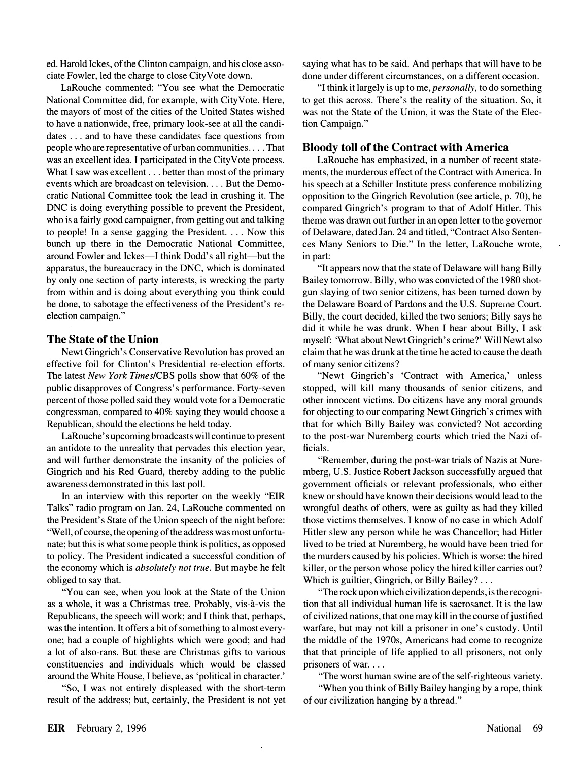ed. Harold Ickes, of the Clinton campaign, and his close associate Fowler, led the charge to close CityVote down.

LaRouche commented: "You see what the Democratic National Committee did, for example, with CityVote. Here, the mayors of most of the cities of the United States wished to have a nationwide, free, primary look-see at all the candidates . . . and to have these candidates face questions from people who are representative of urban communities. . . . That was an excellent idea. I participated in the CityVote process. What I saw was excellent . . . better than most of the primary events which are broadcast on television. . . . But the Democratic National Committee took the lead in crushing it. The DNC is doing everything possible to prevent the President, who is a fairly good campaigner, from getting out and talking to people! In a sense gagging the President. . . . Now this bunch up there in the Democratic National Committee, around Fowler and Ickes—I think Dodd's all right—but the apparatus, the bureaucracy in the DNC, which is dominated by only one section of party interests, is wrecking the party from within and is doing about everything you think could be done, to sabotage the effectiveness of the President's re-election campaign."

## The State of the Union

Newt Gingrich's Conservative Revolution has proved an effective foil for Clinton's Presidential re-election efforts. The latest *New York Times*/CBS polls show that 60% of the public disapproves of Congress's performance. Forty-seven percent of those polled said they would vote for a Democratic congressman, compared to 40% saying they would choose a Republican, should the elections be held today.

LaRouche's upcoming broadcasts will continue to present an antidote to the unreality that pervades this election year, and will further demonstrate the insanity of the policies of Gingrich and his Red Guard, thereby adding to the public awareness demonstrated in this last poll.

In an interview with this reporter on the weekly "EIR Talks" radio program on Jan. 24, LaRouche commented on the President's State of the Union speech of the night before: "Well, of course, the opening of the address was most unfortunate; but this is what some people think is politics, as opposed to policy. The President indicated a successful condition of the economy which is *absolutely not true.* But maybe he felt obliged to say that.

"You can see, when you look at the State of the Union as a whole, it was a Christmas tree. Probably, vis-à-vis the Republicans, the speech will work; and I think that, perhaps, was the intention. It offers a bit of something to almost everyone; had a couple of highlights which were good; and had a lot of also-rans. But these are Christmas gifts to various constituencies and individuals which would be classed around the White House, I believe, as 'political in character.'

"So, I was not entirely displeased with the short-term result of the address; but, certainly, the President is not yet saying what has to be said. And perhaps that will have to be done under different circumstances, on a different occasion.

"I think it largely is up to me, *personally,* to do something to get this across. There's the reality of the situation. So, it was not the State of the Union, it was the State of the Election Campaign."

## Bloody toll of the Contract with America

LaRouche has emphasized, in a number of recent statements, the murderous effect of the Contract with America. In his speech at a Schiller Institute press conference mobilizing opposition to the Gingrich Revolution (see article, p. 70), he compared Gingrich's program to that of Adolf Hitler. This theme was drawn out further in an open letter to the governor of Delaware, dated Jan. 24 and titled, "Contract Also Sentences Many Seniors to Die." In the letter, LaRouche wrote, in part:

"It appears now that the state of Delaware will hang Billy Bailey tomorrow. Billy, who was convicted of the 1980 shotgun slaying of two senior citizens, has been turned down by the Delaware Board of Pardons and the U.S. Supreme Court. Billy, the court decided, killed the two seniors; Billy says he did it while he was drunk. When I hear about Billy, I ask myself: 'What about Newt Gingrich's crime?' Will Newt also claim that he was drunk at the time he acted to cause the death of many senior citizens?

"Newt Gingrich's 'Contract with America,' unless stopped, will kill many thousands of senior citizens, and other innocent victims. Do citizens have any moral grounds for objecting to our comparing Newt Gingrich's crimes with that for which Billy Bailey was convicted? Not according to the post-war Nuremberg courts which tried the Nazi officials.

"Remember, during the post-war trials of Nazis at Nuremberg, U.S. Justice Robert Jackson successfully argued that government officials or relevant professionals, who either knew or should have known their decisions would lead to the wrongful deaths of others, were as guilty as had they killed those victims themselves. I know of no case in which Adolf Hitler slew any person while he was Chancellor; had Hitler lived to be tried at Nuremberg, he would have been tried for the murders caused by his policies. Which is worse: the hired killer, or the person whose policy the hired killer carries out? Which is guiltier, Gingrich, or Billy Bailey? . . .

"The rock upon which civilization depends, is the recognition that all individual human life is sacrosanct. It is the law of civilized nations, that one may kill in the course of justified warfare, but may not kill a prisoner in one's custody. Until the middle of the 1970s, Americans had come to recognize that that principle of life applied to all prisoners, not only prisoners of war. . . .

"The worst human swine are of the self-righteous variety.

"When you think of Billy Bailey hanging by a rope, think of our civilization hanging by a thread."